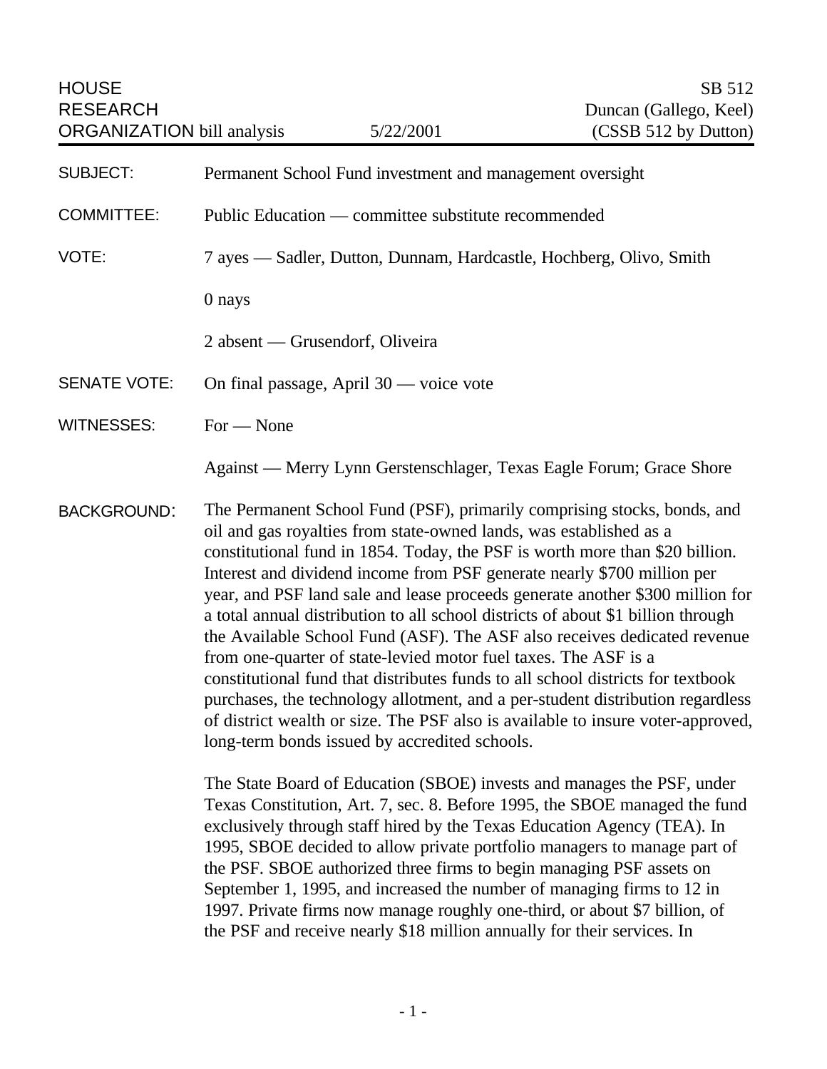| HOUSE RESEARCH ORGANIZATION bill analysis | 5/22/2001 | SB 512 Duncan (Gallego, Keel) (CSSB 512 by Dutton) |
|---|---|---|

**SUBJECT:** Permanent School Fund investment and management oversight

**COMMITTEE:** Public Education — committee substitute recommended

**VOTE:** 7 ayes — Sadler, Dutton, Dunnam, Hardcastle, Hochberg, Olivo, Smith

0 nays

2 absent — Grusendorf, Oliveira

**SENATE VOTE:** On final passage, April 30 — voice vote

**WITNESSES:** For — None

Against — Merry Lynn Gerstenschlager, Texas Eagle Forum; Grace Shore

**BACKGROUND:** The Permanent School Fund (PSF), primarily comprising stocks, bonds, and oil and gas royalties from state-owned lands, was established as a constitutional fund in 1854. Today, the PSF is worth more than $20 billion. Interest and dividend income from PSF generate nearly $700 million per year, and PSF land sale and lease proceeds generate another $300 million for a total annual distribution to all school districts of about $1 billion through the Available School Fund (ASF). The ASF also receives dedicated revenue from one-quarter of state-levied motor fuel taxes. The ASF is a constitutional fund that distributes funds to all school districts for textbook purchases, the technology allotment, and a per-student distribution regardless of district wealth or size. The PSF also is available to insure voter-approved, long-term bonds issued by accredited schools.

The State Board of Education (SBOE) invests and manages the PSF, under Texas Constitution, Art. 7, sec. 8. Before 1995, the SBOE managed the fund exclusively through staff hired by the Texas Education Agency (TEA). In 1995, SBOE decided to allow private portfolio managers to manage part of the PSF. SBOE authorized three firms to begin managing PSF assets on September 1, 1995, and increased the number of managing firms to 12 in 1997. Private firms now manage roughly one-third, or about $7 billion, of the PSF and receive nearly $18 million annually for their services. In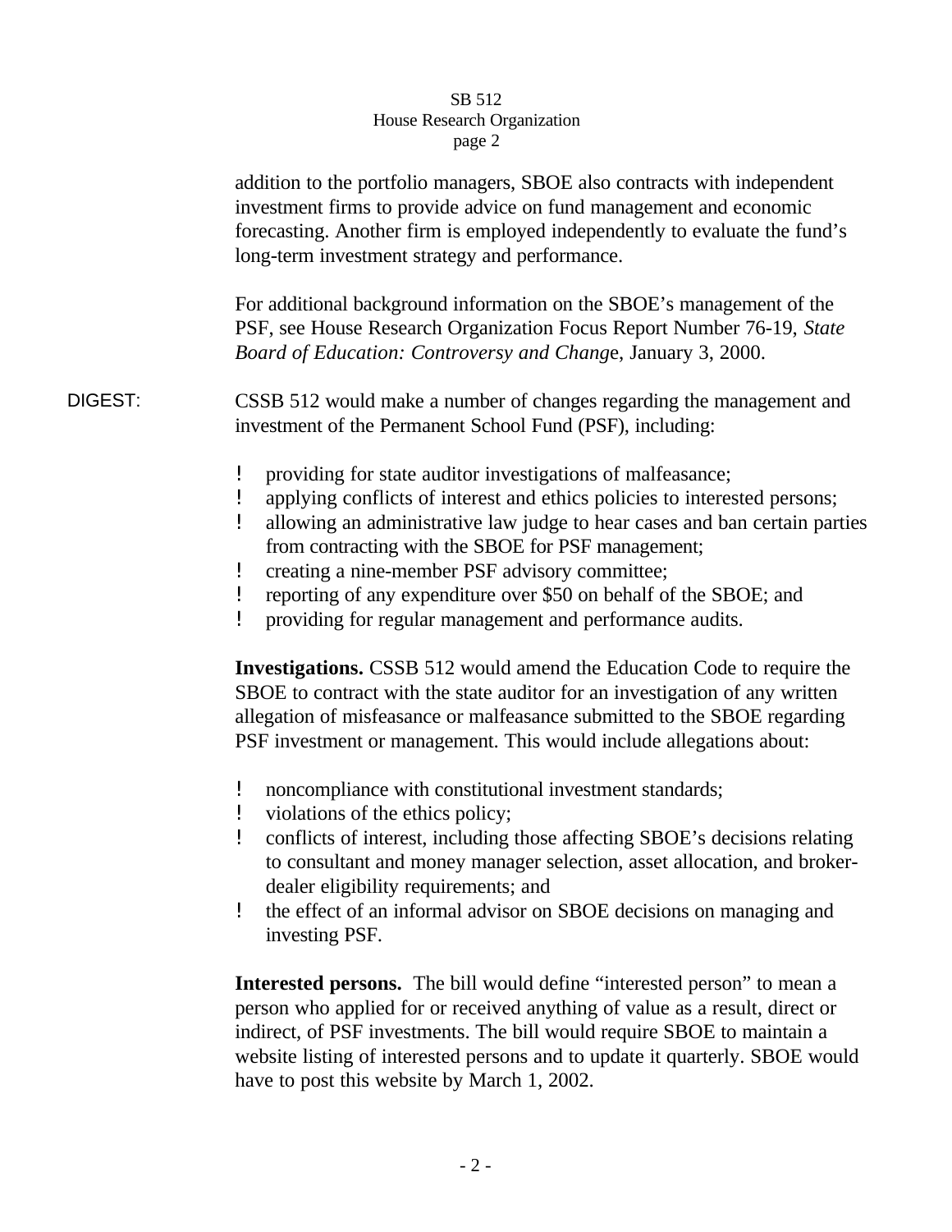addition to the portfolio managers, SBOE also contracts with independent investment firms to provide advice on fund management and economic forecasting. Another firm is employed independently to evaluate the fund's long-term investment strategy and performance.

For additional background information on the SBOE's management of the PSF, see House Research Organization Focus Report Number 76-19, *State Board of Education: Controversy and Change*, January 3, 2000.

DIGEST: CSSB 512 would make a number of changes regarding the management and investment of the Permanent School Fund (PSF), including:

- providing for state auditor investigations of malfeasance;
- applying conflicts of interest and ethics policies to interested persons;
- allowing an administrative law judge to hear cases and ban certain parties from contracting with the SBOE for PSF management;
- creating a nine-member PSF advisory committee;
- reporting of any expenditure over $50 on behalf of the SBOE; and
- providing for regular management and performance audits.

**Investigations.** CSSB 512 would amend the Education Code to require the SBOE to contract with the state auditor for an investigation of any written allegation of misfeasance or malfeasance submitted to the SBOE regarding PSF investment or management. This would include allegations about:

- noncompliance with constitutional investment standards;
- violations of the ethics policy;
- conflicts of interest, including those affecting SBOE's decisions relating to consultant and money manager selection, asset allocation, and broker-dealer eligibility requirements; and
- the effect of an informal advisor on SBOE decisions on managing and investing PSF.

**Interested persons.** The bill would define "interested person" to mean a person who applied for or received anything of value as a result, direct or indirect, of PSF investments. The bill would require SBOE to maintain a website listing of interested persons and to update it quarterly. SBOE would have to post this website by March 1, 2002.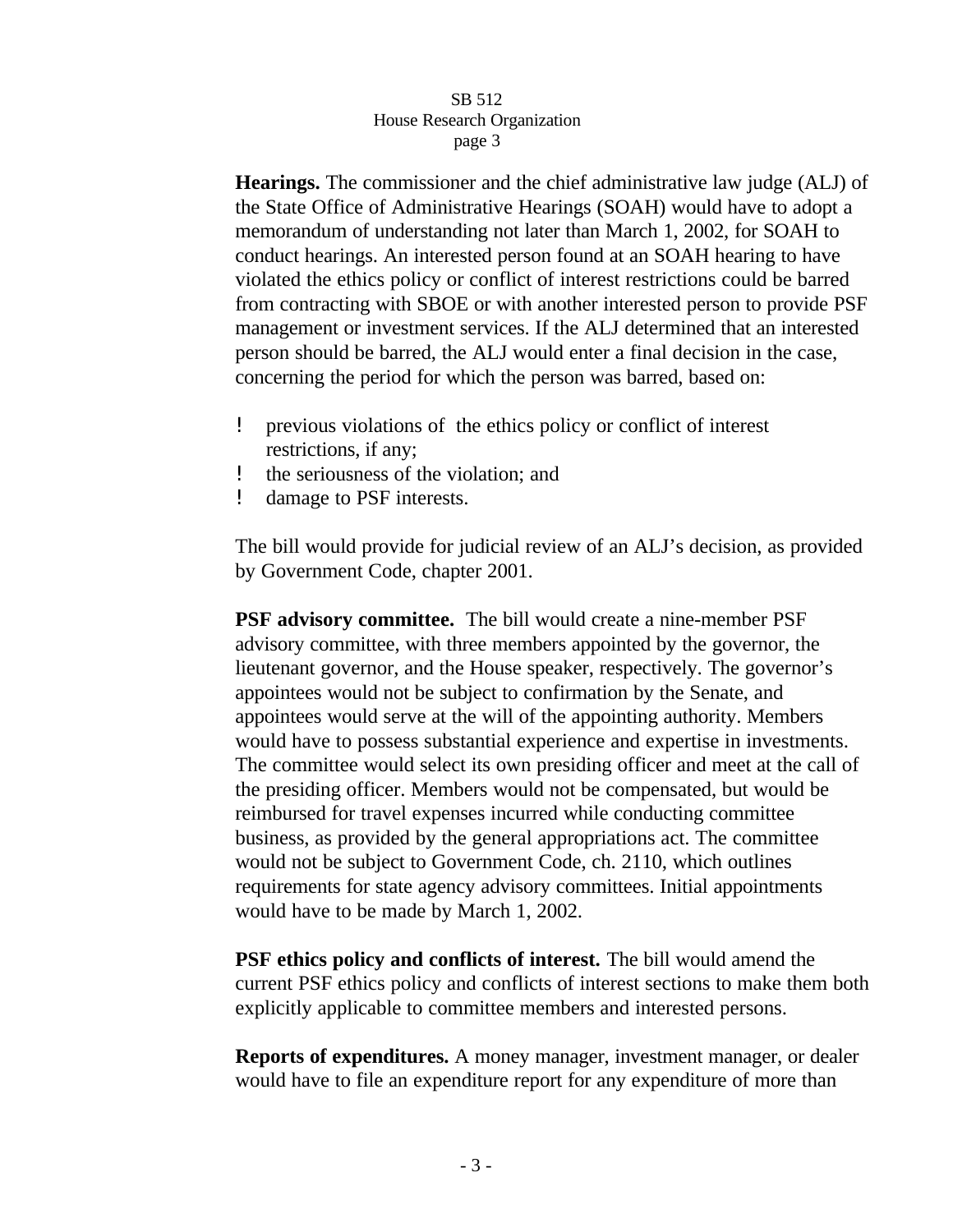**Hearings.** The commissioner and the chief administrative law judge (ALJ) of the State Office of Administrative Hearings (SOAH) would have to adopt a memorandum of understanding not later than March 1, 2002, for SOAH to conduct hearings. An interested person found at an SOAH hearing to have violated the ethics policy or conflict of interest restrictions could be barred from contracting with SBOE or with another interested person to provide PSF management or investment services. If the ALJ determined that an interested person should be barred, the ALJ would enter a final decision in the case, concerning the period for which the person was barred, based on:

- previous violations of the ethics policy or conflict of interest restrictions, if any;
- the seriousness of the violation; and
- damage to PSF interests.

The bill would provide for judicial review of an ALJ's decision, as provided by Government Code, chapter 2001.

**PSF advisory committee.** The bill would create a nine-member PSF advisory committee, with three members appointed by the governor, the lieutenant governor, and the House speaker, respectively. The governor's appointees would not be subject to confirmation by the Senate, and appointees would serve at the will of the appointing authority. Members would have to possess substantial experience and expertise in investments. The committee would select its own presiding officer and meet at the call of the presiding officer. Members would not be compensated, but would be reimbursed for travel expenses incurred while conducting committee business, as provided by the general appropriations act. The committee would not be subject to Government Code, ch. 2110, which outlines requirements for state agency advisory committees. Initial appointments would have to be made by March 1, 2002.

**PSF ethics policy and conflicts of interest.** The bill would amend the current PSF ethics policy and conflicts of interest sections to make them both explicitly applicable to committee members and interested persons.

**Reports of expenditures.** A money manager, investment manager, or dealer would have to file an expenditure report for any expenditure of more than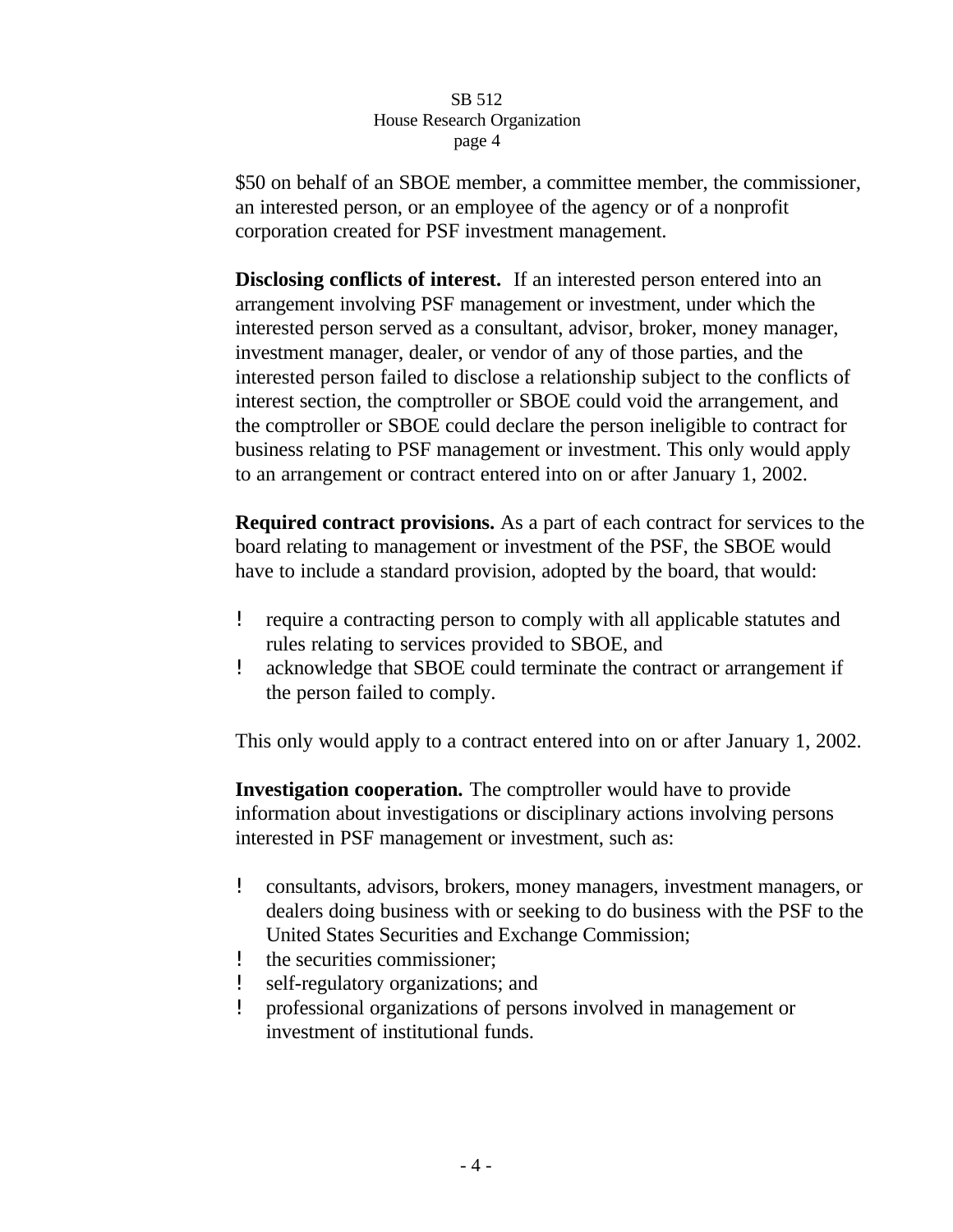$50 on behalf of an SBOE member, a committee member, the commissioner, an interested person, or an employee of the agency or of a nonprofit corporation created for PSF investment management.

**Disclosing conflicts of interest.** If an interested person entered into an arrangement involving PSF management or investment, under which the interested person served as a consultant, advisor, broker, money manager, investment manager, dealer, or vendor of any of those parties, and the interested person failed to disclose a relationship subject to the conflicts of interest section, the comptroller or SBOE could void the arrangement, and the comptroller or SBOE could declare the person ineligible to contract for business relating to PSF management or investment. This only would apply to an arrangement or contract entered into on or after January 1, 2002.

**Required contract provisions.** As a part of each contract for services to the board relating to management or investment of the PSF, the SBOE would have to include a standard provision, adopted by the board, that would:

- require a contracting person to comply with all applicable statutes and rules relating to services provided to SBOE, and
- acknowledge that SBOE could terminate the contract or arrangement if the person failed to comply.

This only would apply to a contract entered into on or after January 1, 2002.

**Investigation cooperation.** The comptroller would have to provide information about investigations or disciplinary actions involving persons interested in PSF management or investment, such as:

- consultants, advisors, brokers, money managers, investment managers, or dealers doing business with or seeking to do business with the PSF to the United States Securities and Exchange Commission;
- the securities commissioner;
- self-regulatory organizations; and
- professional organizations of persons involved in management or investment of institutional funds.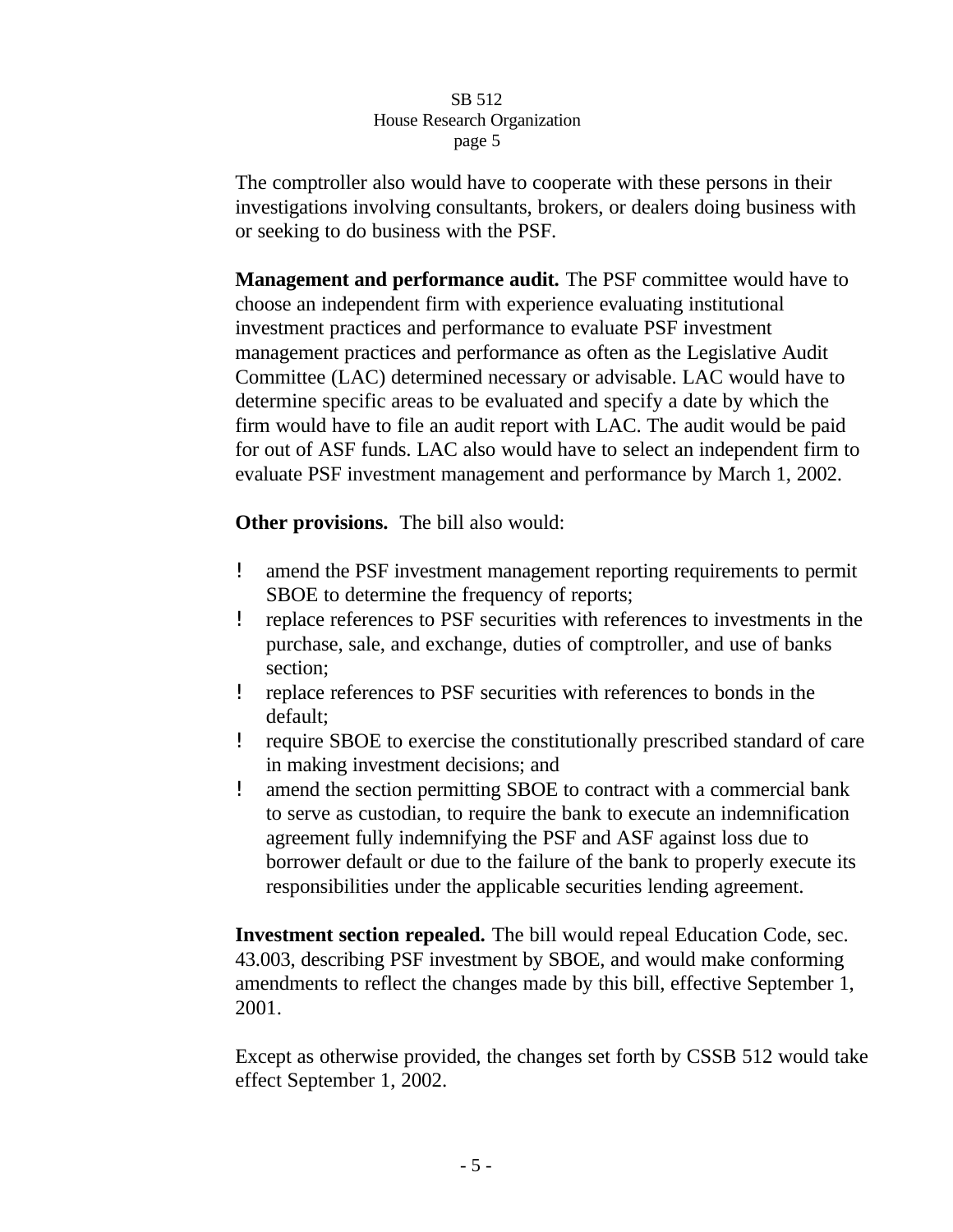The comptroller also would have to cooperate with these persons in their investigations involving consultants, brokers, or dealers doing business with or seeking to do business with the PSF.

**Management and performance audit.** The PSF committee would have to choose an independent firm with experience evaluating institutional investment practices and performance to evaluate PSF investment management practices and performance as often as the Legislative Audit Committee (LAC) determined necessary or advisable. LAC would have to determine specific areas to be evaluated and specify a date by which the firm would have to file an audit report with LAC. The audit would be paid for out of ASF funds. LAC also would have to select an independent firm to evaluate PSF investment management and performance by March 1, 2002.

**Other provisions.** The bill also would:

- amend the PSF investment management reporting requirements to permit SBOE to determine the frequency of reports;
- replace references to PSF securities with references to investments in the purchase, sale, and exchange, duties of comptroller, and use of banks section;
- replace references to PSF securities with references to bonds in the default;
- require SBOE to exercise the constitutionally prescribed standard of care in making investment decisions; and
- amend the section permitting SBOE to contract with a commercial bank to serve as custodian, to require the bank to execute an indemnification agreement fully indemnifying the PSF and ASF against loss due to borrower default or due to the failure of the bank to properly execute its responsibilities under the applicable securities lending agreement.

**Investment section repealed.** The bill would repeal Education Code, sec. 43.003, describing PSF investment by SBOE, and would make conforming amendments to reflect the changes made by this bill, effective September 1, 2001.

Except as otherwise provided, the changes set forth by CSSB 512 would take effect September 1, 2002.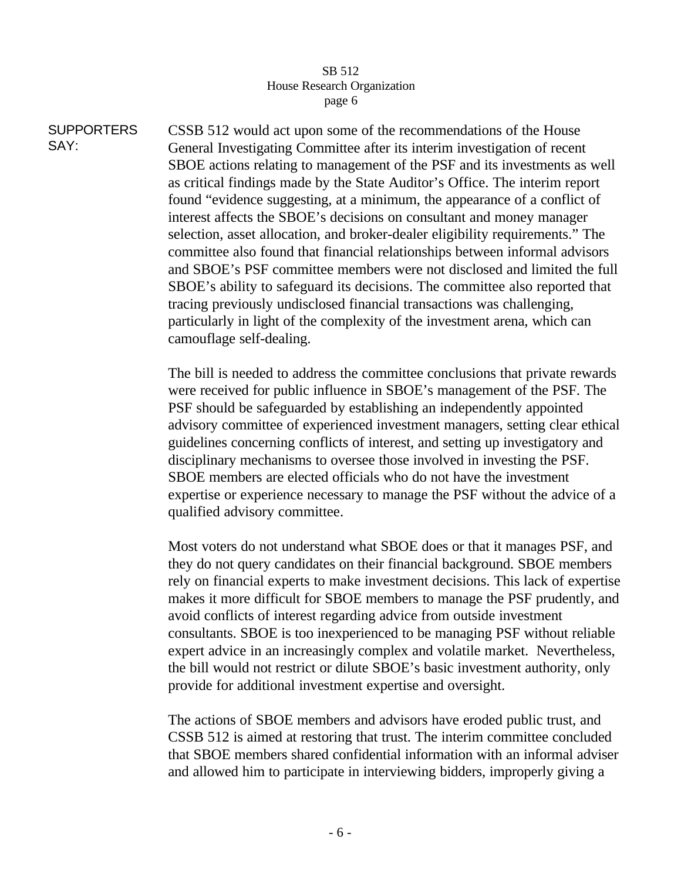**SUPPORTERS SAY:**

CSSB 512 would act upon some of the recommendations of the House General Investigating Committee after its interim investigation of recent SBOE actions relating to management of the PSF and its investments as well as critical findings made by the State Auditor's Office. The interim report found "evidence suggesting, at a minimum, the appearance of a conflict of interest affects the SBOE's decisions on consultant and money manager selection, asset allocation, and broker-dealer eligibility requirements." The committee also found that financial relationships between informal advisors and SBOE's PSF committee members were not disclosed and limited the full SBOE's ability to safeguard its decisions. The committee also reported that tracing previously undisclosed financial transactions was challenging, particularly in light of the complexity of the investment arena, which can camouflage self-dealing.

The bill is needed to address the committee conclusions that private rewards were received for public influence in SBOE's management of the PSF. The PSF should be safeguarded by establishing an independently appointed advisory committee of experienced investment managers, setting clear ethical guidelines concerning conflicts of interest, and setting up investigatory and disciplinary mechanisms to oversee those involved in investing the PSF. SBOE members are elected officials who do not have the investment expertise or experience necessary to manage the PSF without the advice of a qualified advisory committee.

Most voters do not understand what SBOE does or that it manages PSF, and they do not query candidates on their financial background. SBOE members rely on financial experts to make investment decisions. This lack of expertise makes it more difficult for SBOE members to manage the PSF prudently, and avoid conflicts of interest regarding advice from outside investment consultants. SBOE is too inexperienced to be managing PSF without reliable expert advice in an increasingly complex and volatile market. Nevertheless, the bill would not restrict or dilute SBOE's basic investment authority, only provide for additional investment expertise and oversight.

The actions of SBOE members and advisors have eroded public trust, and CSSB 512 is aimed at restoring that trust. The interim committee concluded that SBOE members shared confidential information with an informal adviser and allowed him to participate in interviewing bidders, improperly giving a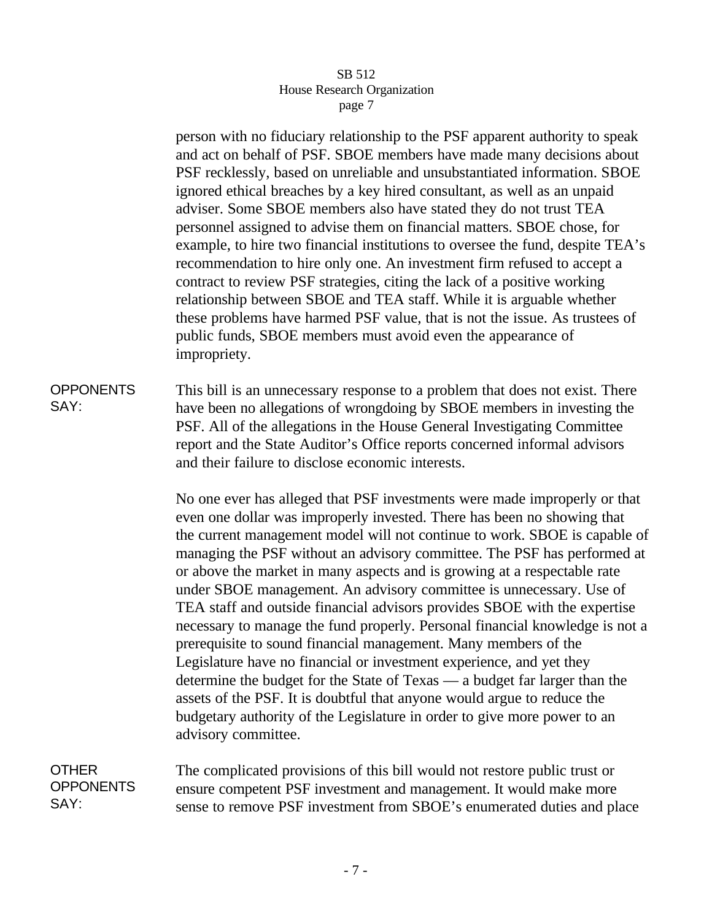person with no fiduciary relationship to the PSF apparent authority to speak and act on behalf of PSF. SBOE members have made many decisions about PSF recklessly, based on unreliable and unsubstantiated information. SBOE ignored ethical breaches by a key hired consultant, as well as an unpaid adviser. Some SBOE members also have stated they do not trust TEA personnel assigned to advise them on financial matters. SBOE chose, for example, to hire two financial institutions to oversee the fund, despite TEA's recommendation to hire only one. An investment firm refused to accept a contract to review PSF strategies, citing the lack of a positive working relationship between SBOE and TEA staff. While it is arguable whether these problems have harmed PSF value, that is not the issue. As trustees of public funds, SBOE members must avoid even the appearance of impropriety.

**OPPONENTS SAY:**

This bill is an unnecessary response to a problem that does not exist. There have been no allegations of wrongdoing by SBOE members in investing the PSF. All of the allegations in the House General Investigating Committee report and the State Auditor's Office reports concerned informal advisors and their failure to disclose economic interests.

No one ever has alleged that PSF investments were made improperly or that even one dollar was improperly invested. There has been no showing that the current management model will not continue to work. SBOE is capable of managing the PSF without an advisory committee. The PSF has performed at or above the market in many aspects and is growing at a respectable rate under SBOE management. An advisory committee is unnecessary. Use of TEA staff and outside financial advisors provides SBOE with the expertise necessary to manage the fund properly. Personal financial knowledge is not a prerequisite to sound financial management. Many members of the Legislature have no financial or investment experience, and yet they determine the budget for the State of Texas — a budget far larger than the assets of the PSF. It is doubtful that anyone would argue to reduce the budgetary authority of the Legislature in order to give more power to an advisory committee.

**OTHER OPPONENTS SAY:**

The complicated provisions of this bill would not restore public trust or ensure competent PSF investment and management. It would make more sense to remove PSF investment from SBOE's enumerated duties and place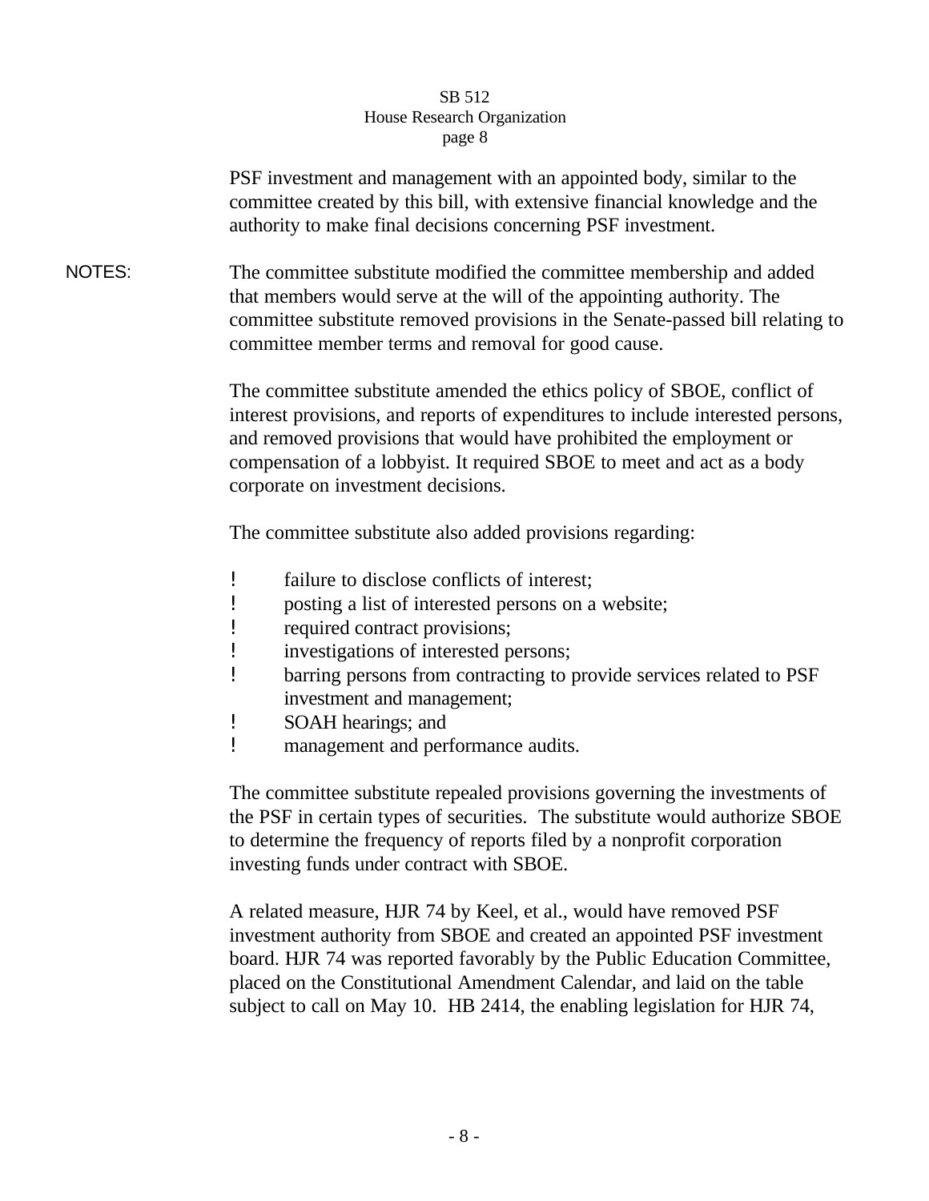PSF investment and management with an appointed body, similar to the committee created by this bill, with extensive financial knowledge and the authority to make final decisions concerning PSF investment.

NOTES: The committee substitute modified the committee membership and added that members would serve at the will of the appointing authority. The committee substitute removed provisions in the Senate-passed bill relating to committee member terms and removal for good cause.

The committee substitute amended the ethics policy of SBOE, conflict of interest provisions, and reports of expenditures to include interested persons, and removed provisions that would have prohibited the employment or compensation of a lobbyist. It required SBOE to meet and act as a body corporate on investment decisions.

The committee substitute also added provisions regarding:

- failure to disclose conflicts of interest;
- posting a list of interested persons on a website;
- required contract provisions;
- investigations of interested persons;
- barring persons from contracting to provide services related to PSF investment and management;
- SOAH hearings; and
- management and performance audits.

The committee substitute repealed provisions governing the investments of the PSF in certain types of securities. The substitute would authorize SBOE to determine the frequency of reports filed by a nonprofit corporation investing funds under contract with SBOE.

A related measure, HJR 74 by Keel, et al., would have removed PSF investment authority from SBOE and created an appointed PSF investment board. HJR 74 was reported favorably by the Public Education Committee, placed on the Constitutional Amendment Calendar, and laid on the table subject to call on May 10. HB 2414, the enabling legislation for HJR 74,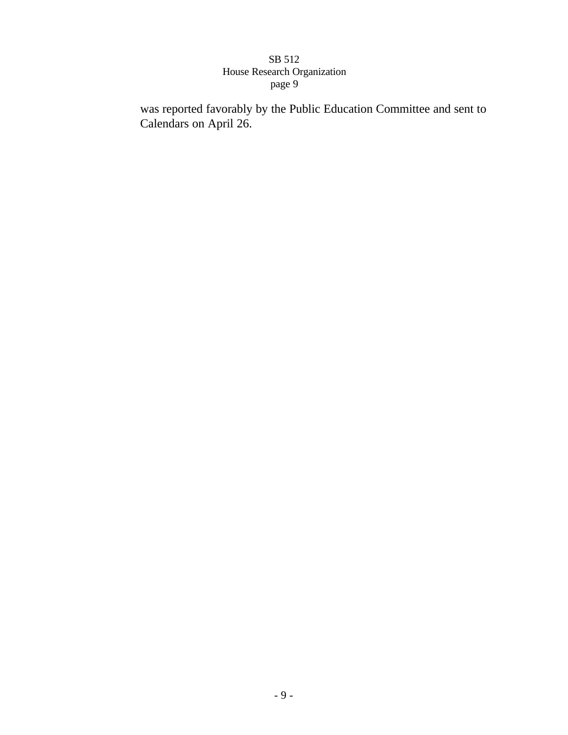was reported favorably by the Public Education Committee and sent to Calendars on April 26.